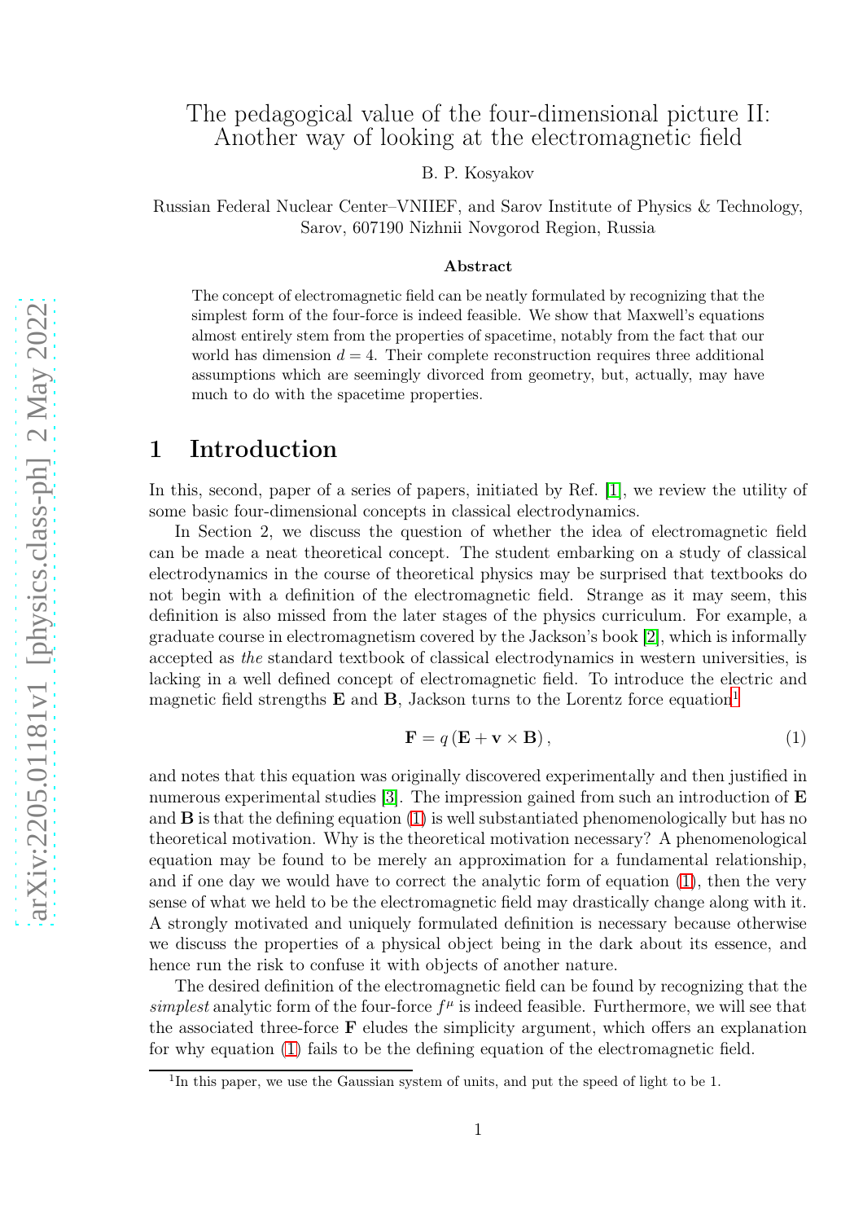# The pedagogical value of the four-dimensional picture II: Another way of looking at the electromagnetic field

B. P. Kosyakov

Russian Federal Nuclear Center–VNIIEF, and Sarov Institute of Physics & Technology, Sarov, 607190 Nizhnii Novgorod Region, Russia

### Abstract

The concept of electromagnetic field can be neatly formulated by recognizing that the simplest form of the four-force is indeed feasible. We show that Maxwell's equations almost entirely stem from the properties of spacetime, notably from the fact that our world has dimension $d = 4$. Their complete reconstruction requires three additional assumptions which are seemingly divorced from geometry, but, actually, may have much to do with the spacetime properties.

## 1 Introduction

In this, second, paper of a series of papers, initiated by Ref. [1], we review the utility of some basic four-dimensional concepts in classical electrodynamics.

In Section 2, we discuss the question of whether the idea of electromagnetic field can be made a neat theoretical concept. The student embarking on a study of classical electrodynamics in the course of theoretical physics may be surprised that textbooks do not begin with a definition of the electromagnetic field. Strange as it may seem, this definition is also missed from the later stages of the physics curriculum. For example, a graduate course in electromagnetism covered by the Jackson's book [2], which is informally accepted as *the* standard textbook of classical electrodynamics in western universities, is lacking in a well defined concept of electromagnetic field. To introduce the electric and magnetic field strengths $\mathbf{E}$ and $\mathbf{B}$, Jackson turns to the Lorentz force equation[1]

$$\mathbf{F} = q\left(\mathbf{E} + \mathbf{v} \times \mathbf{B}\right), \tag{1}$$

and notes that this equation was originally discovered experimentally and then justified in numerous experimental studies [3]. The impression gained from such an introduction of $\mathbf{E}$ and $\mathbf{B}$ is that the defining equation (1) is well substantiated phenomenologically but has no theoretical motivation. Why is the theoretical motivation necessary? A phenomenological equation may be found to be merely an approximation for a fundamental relationship, and if one day we would have to correct the analytic form of equation (1), then the very sense of what we held to be the electromagnetic field may drastically change along with it. A strongly motivated and uniquely formulated definition is necessary because otherwise we discuss the properties of a physical object being in the dark about its essence, and hence run the risk to confuse it with objects of another nature.

The desired definition of the electromagnetic field can be found by recognizing that the *simplest* analytic form of the four-force $f^\mu$ is indeed feasible. Furthermore, we will see that the associated three-force $\mathbf{F}$ eludes the simplicity argument, which offers an explanation for why equation (1) fails to be the defining equation of the electromagnetic field.

[1] In this paper, we use the Gaussian system of units, and put the speed of light to be 1.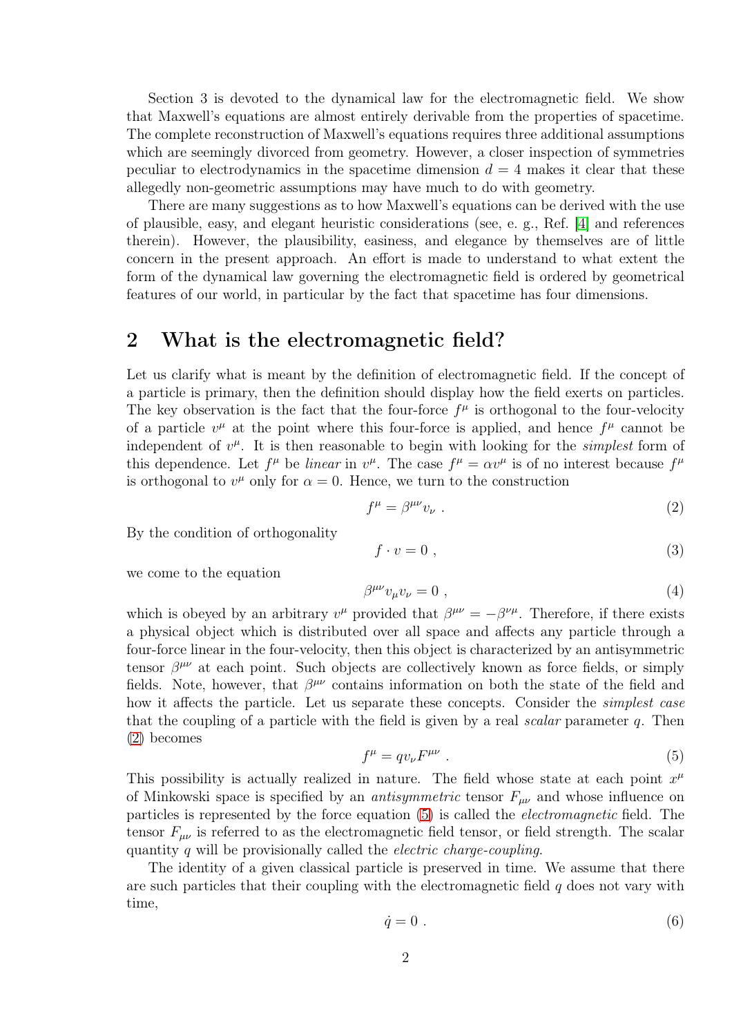Section 3 is devoted to the dynamical law for the electromagnetic field. We show that Maxwell's equations are almost entirely derivable from the properties of spacetime. The complete reconstruction of Maxwell's equations requires three additional assumptions which are seemingly divorced from geometry. However, a closer inspection of symmetries peculiar to electrodynamics in the spacetime dimension $d = 4$ makes it clear that these allegedly non-geometric assumptions may have much to do with geometry.

There are many suggestions as to how Maxwell's equations can be derived with the use of plausible, easy, and elegant heuristic considerations (see, e. g., Ref. [4] and references therein). However, the plausibility, easiness, and elegance by themselves are of little concern in the present approach. An effort is made to understand to what extent the form of the dynamical law governing the electromagnetic field is ordered by geometrical features of our world, in particular by the fact that spacetime has four dimensions.

## 2 What is the electromagnetic field?

Let us clarify what is meant by the definition of electromagnetic field. If the concept of a particle is primary, then the definition should display how the field exerts on particles. The key observation is the fact that the four-force $f^\mu$ is orthogonal to the four-velocity of a particle $v^\mu$ at the point where this four-force is applied, and hence $f^\mu$ cannot be independent of $v^\mu$. It is then reasonable to begin with looking for the *simplest* form of this dependence. Let $f^\mu$ be *linear* in $v^\mu$. The case $f^\mu = \alpha v^\mu$ is of no interest because $f^\mu$ is orthogonal to $v^\mu$ only for $\alpha = 0$. Hence, we turn to the construction

$$f^\mu = \beta^{\mu\nu} v_\nu \; . \tag{2}$$

By the condition of orthogonality

$$f \cdot v = 0 \; , \tag{3}$$

we come to the equation

$$\beta^{\mu\nu} v_\mu v_\nu = 0 \; , \tag{4}$$

which is obeyed by an arbitrary $v^\mu$ provided that $\beta^{\mu\nu} = -\beta^{\nu\mu}$. Therefore, if there exists a physical object which is distributed over all space and affects any particle through a four-force linear in the four-velocity, then this object is characterized by an antisymmetric tensor $\beta^{\mu\nu}$ at each point. Such objects are collectively known as force fields, or simply fields. Note, however, that $\beta^{\mu\nu}$ contains information on both the state of the field and how it affects the particle. Let us separate these concepts. Consider the *simplest case* that the coupling of a particle with the field is given by a real *scalar* parameter $q$. Then (2) becomes

$$f^\mu = q v_\nu F^{\mu\nu} \; . \tag{5}$$

This possibility is actually realized in nature. The field whose state at each point $x^\mu$ of Minkowski space is specified by an *antisymmetric* tensor $F_{\mu\nu}$ and whose influence on particles is represented by the force equation (5) is called the *electromagnetic* field. The tensor $F_{\mu\nu}$ is referred to as the electromagnetic field tensor, or field strength. The scalar quantity $q$ will be provisionally called the *electric charge-coupling*.

The identity of a given classical particle is preserved in time. We assume that there are such particles that their coupling with the electromagnetic field $q$ does not vary with time,

$$\dot{q} = 0 \; . \tag{6}$$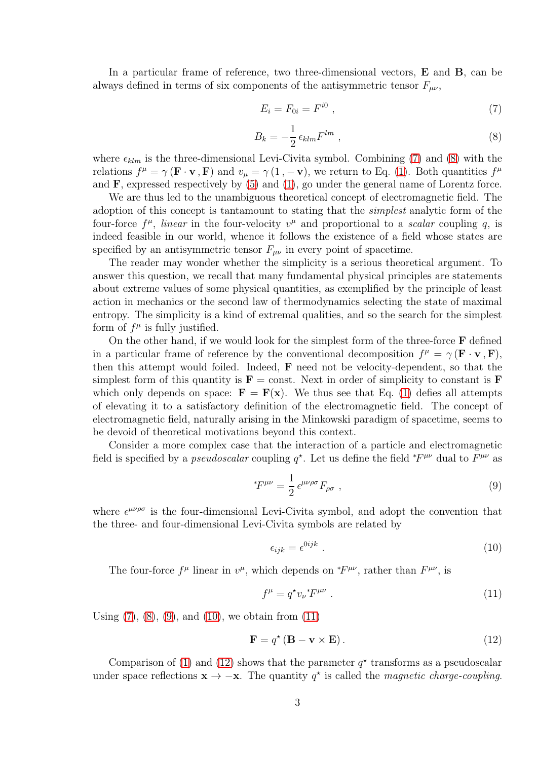In a particular frame of reference, two three-dimensional vectors, $\mathbf{E}$ and $\mathbf{B}$, can be always defined in terms of six components of the antisymmetric tensor $F_{\mu\nu}$,

$$E_i = F_{0i} = F^{i0} \, , \tag{7}$$

$$B_k = -\frac{1}{2}\,\epsilon_{klm} F^{lm} \, , \tag{8}$$

where $\epsilon_{klm}$ is the three-dimensional Levi-Civita symbol. Combining (7) and (8) with the relations $f^\mu = \gamma\,(\mathbf{F}\cdot\mathbf{v}\,,\mathbf{F})$ and $v_\mu = \gamma\,(1\,,-\,\mathbf{v})$, we return to Eq. (1). Both quantities $f^\mu$ and $\mathbf{F}$, expressed respectively by (5) and (1), go under the general name of Lorentz force.

We are thus led to the unambiguous theoretical concept of electromagnetic field. The adoption of this concept is tantamount to stating that the *simplest* analytic form of the four-force $f^\mu$, *linear* in the four-velocity $v^\mu$ and proportional to a *scalar* coupling $q$, is indeed feasible in our world, whence it follows the existence of a field whose states are specified by an antisymmetric tensor $F_{\mu\nu}$ in every point of spacetime.

The reader may wonder whether the simplicity is a serious theoretical argument. To answer this question, we recall that many fundamental physical principles are statements about extreme values of some physical quantities, as exemplified by the principle of least action in mechanics or the second law of thermodynamics selecting the state of maximal entropy. The simplicity is a kind of extremal qualities, and so the search for the simplest form of $f^\mu$ is fully justified.

On the other hand, if we would look for the simplest form of the three-force $\mathbf{F}$ defined in a particular frame of reference by the conventional decomposition $f^\mu = \gamma\,(\mathbf{F}\cdot\mathbf{v}\,,\mathbf{F})$, then this attempt would foiled. Indeed, $\mathbf{F}$ need not be velocity-dependent, so that the simplest form of this quantity is $\mathbf{F} = \text{const}$. Next in order of simplicity to constant is $\mathbf{F}$ which only depends on space: $\mathbf{F} = \mathbf{F}(\mathbf{x})$. We thus see that Eq. (1) defies all attempts of elevating it to a satisfactory definition of the electromagnetic field. The concept of electromagnetic field, naturally arising in the Minkowski paradigm of spacetime, seems to be devoid of theoretical motivations beyond this context.

Consider a more complex case that the interaction of a particle and electromagnetic field is specified by a *pseudoscalar* coupling $q^\star$. Let us define the field ${}^*\!F^{\mu\nu}$ dual to $F^{\mu\nu}$ as

$${}^*\!F^{\mu\nu} = \frac{1}{2}\,\epsilon^{\mu\nu\rho\sigma} F_{\rho\sigma} \, , \tag{9}$$

where $\epsilon^{\mu\nu\rho\sigma}$ is the four-dimensional Levi-Civita symbol, and adopt the convention that the three- and four-dimensional Levi-Civita symbols are related by

$$\epsilon_{ijk} = \epsilon^{0ijk} \, . \tag{10}$$

The four-force $f^\mu$ linear in $v^\mu$, which depends on ${}^*\!F^{\mu\nu}$, rather than $F^{\mu\nu}$, is

$$f^\mu = q^\star v_\nu {}^*\!F^{\mu\nu} \, . \tag{11}$$

Using (7), (8), (9), and (10), we obtain from (11)

$$\mathbf{F} = q^\star\,(\mathbf{B} - \mathbf{v}\times\mathbf{E})\,. \tag{12}$$

Comparison of (1) and (12) shows that the parameter $q^\star$ transforms as a pseudoscalar under space reflections $\mathbf{x} \to -\mathbf{x}$. The quantity $q^\star$ is called the *magnetic charge-coupling.*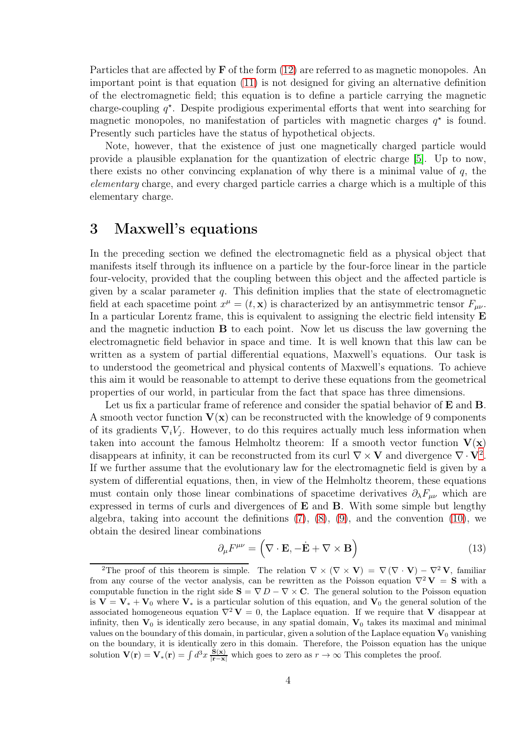Particles that are affected by $\mathbf{F}$ of the form (12) are referred to as magnetic monopoles. An important point is that equation (11) is not designed for giving an alternative definition of the electromagnetic field; this equation is to define a particle carrying the magnetic charge-coupling $q^\star$. Despite prodigious experimental efforts that went into searching for magnetic monopoles, no manifestation of particles with magnetic charges $q^\star$ is found. Presently such particles have the status of hypothetical objects.

Note, however, that the existence of just one magnetically charged particle would provide a plausible explanation for the quantization of electric charge [5]. Up to now, there exists no other convincing explanation of why there is a minimal value of $q$, the *elementary* charge, and every charged particle carries a charge which is a multiple of this elementary charge.

# 3 Maxwell's equations

In the preceding section we defined the electromagnetic field as a physical object that manifests itself through its influence on a particle by the four-force linear in the particle four-velocity, provided that the coupling between this object and the affected particle is given by a scalar parameter $q$. This definition implies that the state of electromagnetic field at each spacetime point $x^\mu = (t, \mathbf{x})$ is characterized by an antisymmetric tensor $F_{\mu\nu}$. In a particular Lorentz frame, this is equivalent to assigning the electric field intensity $\mathbf{E}$ and the magnetic induction $\mathbf{B}$ to each point. Now let us discuss the law governing the electromagnetic field behavior in space and time. It is well known that this law can be written as a system of partial differential equations, Maxwell's equations. Our task is to understood the geometrical and physical contents of Maxwell's equations. To achieve this aim it would be reasonable to attempt to derive these equations from the geometrical properties of our world, in particular from the fact that space has three dimensions.

Let us fix a particular frame of reference and consider the spatial behavior of $\mathbf{E}$ and $\mathbf{B}$. A smooth vector function $\mathbf{V}(\mathbf{x})$ can be reconstructed with the knowledge of 9 components of its gradients $\nabla_i V_j$. However, to do this requires actually much less information when taken into account the famous Helmholtz theorem: If a smooth vector function $\mathbf{V}(\mathbf{x})$ disappears at infinity, it can be reconstructed from its curl $\nabla \times \mathbf{V}$ and divergence $\nabla \cdot \mathbf{V}$[2]. If we further assume that the evolutionary law for the electromagnetic field is given by a system of differential equations, then, in view of the Helmholtz theorem, these equations must contain only those linear combinations of spacetime derivatives $\partial_\lambda F_{\mu\nu}$ which are expressed in terms of curls and divergences of $\mathbf{E}$ and $\mathbf{B}$. With some simple but lengthy algebra, taking into account the definitions (7), (8), (9), and the convention (10), we obtain the desired linear combinations

$$\partial_\mu F^{\mu\nu} = \left(\nabla \cdot \mathbf{E}, -\dot{\mathbf{E}} + \nabla \times \mathbf{B}\right) \tag{13}$$

[2]The proof of this theorem is simple. The relation $\nabla \times (\nabla \times \mathbf{V}) = \nabla (\nabla \cdot \mathbf{V}) - \nabla^2 \mathbf{V}$, familiar from any course of the vector analysis, can be rewritten as the Poisson equation $\nabla^2 \mathbf{V} = \mathbf{S}$ with a computable function in the right side $\mathbf{S} = \nabla D - \nabla \times \mathbf{C}$. The general solution to the Poisson equation is $\mathbf{V} = \mathbf{V}_* + \mathbf{V}_0$ where $\mathbf{V}_*$ is a particular solution of this equation, and $\mathbf{V}_0$ the general solution of the associated homogeneous equation $\nabla^2 \mathbf{V} = 0$, the Laplace equation. If we require that $\mathbf{V}$ disappear at infinity, then $\mathbf{V}_0$ is identically zero because, in any spatial domain, $\mathbf{V}_0$ takes its maximal and minimal values on the boundary of this domain, in particular, given a solution of the Laplace equation $\mathbf{V}_0$ vanishing on the boundary, it is identically zero in this domain. Therefore, the Poisson equation has the unique solution $\mathbf{V}(\mathbf{r}) = \mathbf{V}_*(\mathbf{r}) = \int d^3x \, \frac{\mathbf{S}(\mathbf{x})}{|\mathbf{r}-\mathbf{x}|}$ which goes to zero as $r \to \infty$ This completes the proof.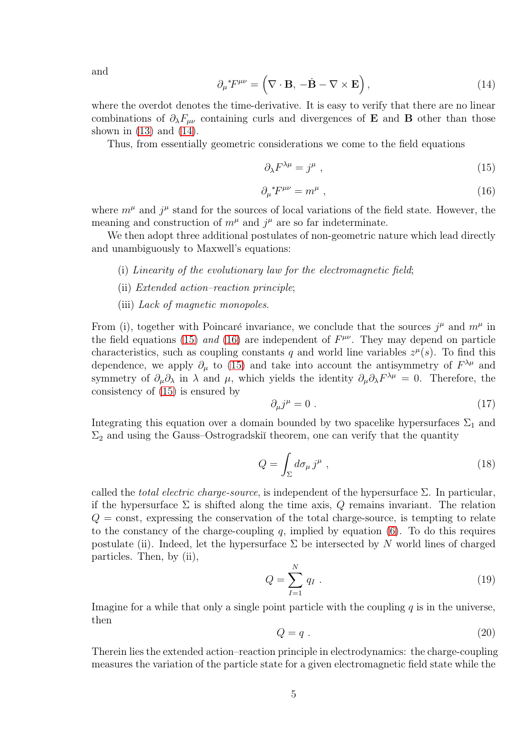and

$$\partial_\mu {}^*F^{\mu\nu} = \left(\nabla \cdot \mathbf{B},\, -\dot{\mathbf{B}} - \nabla \times \mathbf{E}\right), \tag{14}$$

where the overdot denotes the time-derivative. It is easy to verify that there are no linear combinations of $\partial_\lambda F_{\mu\nu}$ containing curls and divergences of $\mathbf{E}$ and $\mathbf{B}$ other than those shown in (13) and (14).

Thus, from essentially geometric considerations we come to the field equations

$$\partial_\lambda F^{\lambda\mu} = j^\mu \ , \tag{15}$$

$$\partial_\mu {}^*F^{\mu\nu} = m^\mu \ , \tag{16}$$

where $m^\mu$ and $j^\mu$ stand for the sources of local variations of the field state. However, the meaning and construction of $m^\mu$ and $j^\mu$ are so far indeterminate.

We then adopt three additional postulates of non-geometric nature which lead directly and unambiguously to Maxwell's equations:

(i) *Linearity of the evolutionary law for the electromagnetic field*;

(ii) *Extended action–reaction principle*;

(iii) *Lack of magnetic monopoles*.

From (i), together with Poincaré invariance, we conclude that the sources $j^\mu$ and $m^\mu$ in the field equations (15) *and* (16) are independent of $F^{\mu\nu}$. They may depend on particle characteristics, such as coupling constants $q$ and world line variables $z^\mu(s)$. To find this dependence, we apply $\partial_\mu$ to (15) and take into account the antisymmetry of $F^{\lambda\mu}$ and symmetry of $\partial_\mu\partial_\lambda$ in $\lambda$ and $\mu$, which yields the identity $\partial_\mu\partial_\lambda F^{\lambda\mu} = 0$. Therefore, the consistency of (15) is ensured by

$$\partial_\mu j^\mu = 0 \ . \tag{17}$$

Integrating this equation over a domain bounded by two spacelike hypersurfaces $\Sigma_1$ and $\Sigma_2$ and using the Gauss–Ostrogradskiĭ theorem, one can verify that the quantity

$$Q = \int_\Sigma d\sigma_\mu \, j^\mu \ , \tag{18}$$

called the *total electric charge-source*, is independent of the hypersurface $\Sigma$. In particular, if the hypersurface $\Sigma$ is shifted along the time axis, $Q$ remains invariant. The relation $Q = \text{const}$, expressing the conservation of the total charge-source, is tempting to relate to the constancy of the charge-coupling $q$, implied by equation (6). To do this requires postulate (ii). Indeed, let the hypersurface $\Sigma$ be intersected by $N$ world lines of charged particles. Then, by (ii),

$$Q = \sum_{I=1}^{N} q_I \ . \tag{19}$$

Imagine for a while that only a single point particle with the coupling $q$ is in the universe, then

$$Q = q \ . \tag{20}$$

Therein lies the extended action–reaction principle in electrodynamics: the charge-coupling measures the variation of the particle state for a given electromagnetic field state while the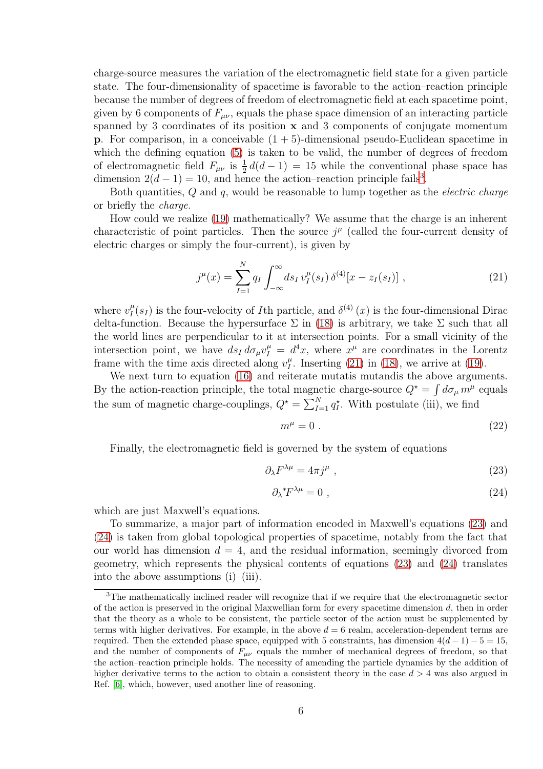charge-source measures the variation of the electromagnetic field state for a given particle state. The four-dimensionality of spacetime is favorable to the action–reaction principle because the number of degrees of freedom of electromagnetic field at each spacetime point, given by 6 components of $F_{\mu\nu}$, equals the phase space dimension of an interacting particle spanned by 3 coordinates of its position $\mathbf{x}$ and 3 components of conjugate momentum $\mathbf{p}$. For comparison, in a conceivable $(1+5)$-dimensional pseudo-Euclidean spacetime in which the defining equation (5) is taken to be valid, the number of degrees of freedom of electromagnetic field $F_{\mu\nu}$ is $\frac{1}{2}\,d(d-1) = 15$ while the conventional phase space has dimension $2(d-1) = 10$, and hence the action–reaction principle fails[3].

Both quantities, $Q$ and $q$, would be reasonable to lump together as the *electric charge* or briefly the *charge*.

How could we realize (19) mathematically? We assume that the charge is an inherent characteristic of point particles. Then the source $j^\mu$ (called the four-current density of electric charges or simply the four-current), is given by

$$j^\mu(x) = \sum_{I=1}^{N} q_I \int_{-\infty}^{\infty} ds_I \, v_I^\mu(s_I)\, \delta^{(4)}[x - z_I(s_I)] \;, \tag{21}$$

where $v_I^\mu(s_I)$ is the four-velocity of $I$th particle, and $\delta^{(4)}(x)$ is the four-dimensional Dirac delta-function. Because the hypersurface $\Sigma$ in (18) is arbitrary, we take $\Sigma$ such that all the world lines are perpendicular to it at intersection points. For a small vicinity of the intersection point, we have $ds_I\, d\sigma_\mu v_I^\mu = d^4x$, where $x^\mu$ are coordinates in the Lorentz frame with the time axis directed along $v_I^\mu$. Inserting (21) in (18), we arrive at (19).

We next turn to equation (16) and reiterate mutatis mutandis the above arguments. By the action-reaction principle, the total magnetic charge-source $Q^\star = \int d\sigma_\mu\, m^\mu$ equals the sum of magnetic charge-couplings, $Q^\star = \sum_{I=1}^{N} q_I^\star$. With postulate (iii), we find

$$m^\mu = 0 \;. \tag{22}$$

Finally, the electromagnetic field is governed by the system of equations

$$\partial_\lambda F^{\lambda\mu} = 4\pi j^\mu \;, \tag{23}$$

$$\partial_\lambda {}^*F^{\lambda\mu} = 0 \;, \tag{24}$$

which are just Maxwell's equations.

To summarize, a major part of information encoded in Maxwell's equations (23) and (24) is taken from global topological properties of spacetime, notably from the fact that our world has dimension $d = 4$, and the residual information, seemingly divorced from geometry, which represents the physical contents of equations (23) and (24) translates into the above assumptions (i)–(iii).

---

[3] The mathematically inclined reader will recognize that if we require that the electromagnetic sector of the action is preserved in the original Maxwellian form for every spacetime dimension $d$, then in order that the theory as a whole to be consistent, the particle sector of the action must be supplemented by terms with higher derivatives. For example, in the above $d = 6$ realm, acceleration-dependent terms are required. Then the extended phase space, equipped with 5 constraints, has dimension $4(d-1) - 5 = 15$, and the number of components of $F_{\mu\nu}$ equals the number of mechanical degrees of freedom, so that the action–reaction principle holds. The necessity of amending the particle dynamics by the addition of higher derivative terms to the action to obtain a consistent theory in the case $d > 4$ was also argued in Ref. [6], which, however, used another line of reasoning.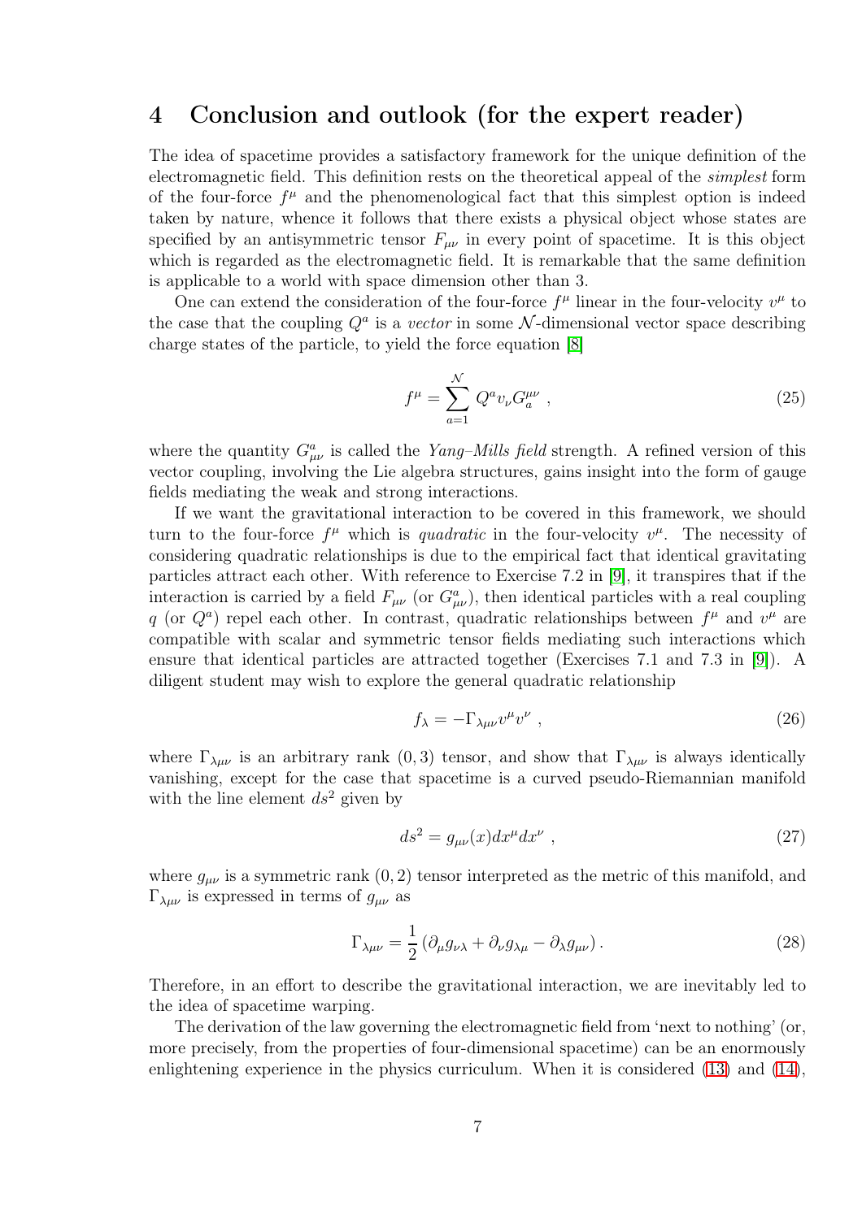# 4 Conclusion and outlook (for the expert reader)

The idea of spacetime provides a satisfactory framework for the unique definition of the electromagnetic field. This definition rests on the theoretical appeal of the *simplest* form of the four-force $f^\mu$ and the phenomenological fact that this simplest option is indeed taken by nature, whence it follows that there exists a physical object whose states are specified by an antisymmetric tensor $F_{\mu\nu}$ in every point of spacetime. It is this object which is regarded as the electromagnetic field. It is remarkable that the same definition is applicable to a world with space dimension other than 3.

One can extend the consideration of the four-force $f^\mu$ linear in the four-velocity $v^\mu$ to the case that the coupling $Q^a$ is a *vector* in some $\mathcal{N}$-dimensional vector space describing charge states of the particle, to yield the force equation [8]

$$f^\mu = \sum_{a=1}^{\mathcal{N}} Q^a v_\nu G_a^{\mu\nu} \ , \tag{25}$$

where the quantity $G^a_{\mu\nu}$ is called the *Yang–Mills field* strength. A refined version of this vector coupling, involving the Lie algebra structures, gains insight into the form of gauge fields mediating the weak and strong interactions.

If we want the gravitational interaction to be covered in this framework, we should turn to the four-force $f^\mu$ which is *quadratic* in the four-velocity $v^\mu$. The necessity of considering quadratic relationships is due to the empirical fact that identical gravitating particles attract each other. With reference to Exercise 7.2 in [9], it transpires that if the interaction is carried by a field $F_{\mu\nu}$ (or $G^a_{\mu\nu}$), then identical particles with a real coupling $q$ (or $Q^a$) repel each other. In contrast, quadratic relationships between $f^\mu$ and $v^\mu$ are compatible with scalar and symmetric tensor fields mediating such interactions which ensure that identical particles are attracted together (Exercises 7.1 and 7.3 in [9]). A diligent student may wish to explore the general quadratic relationship

$$f_\lambda = -\Gamma_{\lambda\mu\nu} v^\mu v^\nu \ , \tag{26}$$

where $\Gamma_{\lambda\mu\nu}$ is an arbitrary rank $(0,3)$ tensor, and show that $\Gamma_{\lambda\mu\nu}$ is always identically vanishing, except for the case that spacetime is a curved pseudo-Riemannian manifold with the line element $ds^2$ given by

$$ds^2 = g_{\mu\nu}(x) dx^\mu dx^\nu \ , \tag{27}$$

where $g_{\mu\nu}$ is a symmetric rank $(0,2)$ tensor interpreted as the metric of this manifold, and $\Gamma_{\lambda\mu\nu}$ is expressed in terms of $g_{\mu\nu}$ as

$$\Gamma_{\lambda\mu\nu} = \frac{1}{2}\left(\partial_\mu g_{\nu\lambda} + \partial_\nu g_{\lambda\mu} - \partial_\lambda g_{\mu\nu}\right). \tag{28}$$

Therefore, in an effort to describe the gravitational interaction, we are inevitably led to the idea of spacetime warping.

The derivation of the law governing the electromagnetic field from 'next to nothing' (or, more precisely, from the properties of four-dimensional spacetime) can be an enormously enlightening experience in the physics curriculum. When it is considered (13) and (14),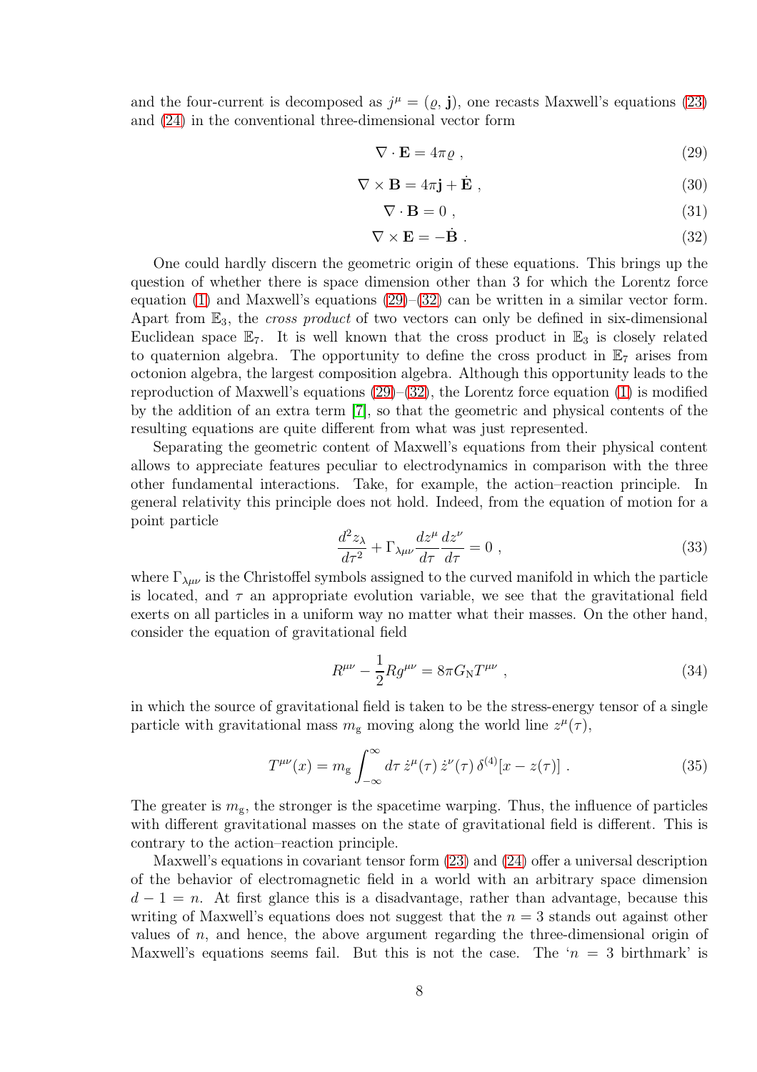and the four-current is decomposed as $j^\mu = (\varrho, \mathbf{j})$, one recasts Maxwell's equations (23) and (24) in the conventional three-dimensional vector form

$$\nabla \cdot \mathbf{E} = 4\pi\varrho \,, \tag{29}$$

$$\nabla \times \mathbf{B} = 4\pi\mathbf{j} + \dot{\mathbf{E}} \,, \tag{30}$$

$$\nabla \cdot \mathbf{B} = 0 \,, \tag{31}$$

$$\nabla \times \mathbf{E} = -\dot{\mathbf{B}} \,. \tag{32}$$

One could hardly discern the geometric origin of these equations. This brings up the question of whether there is space dimension other than 3 for which the Lorentz force equation (1) and Maxwell's equations (29)–(32) can be written in a similar vector form. Apart from $\mathbb{E}_3$, the *cross product* of two vectors can only be defined in six-dimensional Euclidean space $\mathbb{E}_7$. It is well known that the cross product in $\mathbb{E}_3$ is closely related to quaternion algebra. The opportunity to define the cross product in $\mathbb{E}_7$ arises from octonion algebra, the largest composition algebra. Although this opportunity leads to the reproduction of Maxwell's equations (29)–(32), the Lorentz force equation (1) is modified by the addition of an extra term [7], so that the geometric and physical contents of the resulting equations are quite different from what was just represented.

Separating the geometric content of Maxwell's equations from their physical content allows to appreciate features peculiar to electrodynamics in comparison with the three other fundamental interactions. Take, for example, the action–reaction principle. In general relativity this principle does not hold. Indeed, from the equation of motion for a point particle

$$\frac{d^2 z_\lambda}{d\tau^2} + \Gamma_{\lambda\mu\nu}\frac{dz^\mu}{d\tau}\frac{dz^\nu}{d\tau} = 0 \,, \tag{33}$$

where $\Gamma_{\lambda\mu\nu}$ is the Christoffel symbols assigned to the curved manifold in which the particle is located, and $\tau$ an appropriate evolution variable, we see that the gravitational field exerts on all particles in a uniform way no matter what their masses. On the other hand, consider the equation of gravitational field

$$R^{\mu\nu} - \frac{1}{2}Rg^{\mu\nu} = 8\pi G_{\rm N} T^{\mu\nu} \,, \tag{34}$$

in which the source of gravitational field is taken to be the stress-energy tensor of a single particle with gravitational mass $m_{\rm g}$ moving along the world line $z^\mu(\tau)$,

$$T^{\mu\nu}(x) = m_{\rm g}\int_{-\infty}^{\infty} d\tau\, \dot{z}^\mu(\tau)\, \dot{z}^\nu(\tau)\, \delta^{(4)}[x - z(\tau)] \,. \tag{35}$$

The greater is $m_{\rm g}$, the stronger is the spacetime warping. Thus, the influence of particles with different gravitational masses on the state of gravitational field is different. This is contrary to the action–reaction principle.

Maxwell's equations in covariant tensor form (23) and (24) offer a universal description of the behavior of electromagnetic field in a world with an arbitrary space dimension $d - 1 = n$. At first glance this is a disadvantage, rather than advantage, because this writing of Maxwell's equations does not suggest that the $n = 3$ stands out against other values of $n$, and hence, the above argument regarding the three-dimensional origin of Maxwell's equations seems fail. But this is not the case. The '$n = 3$ birthmark' is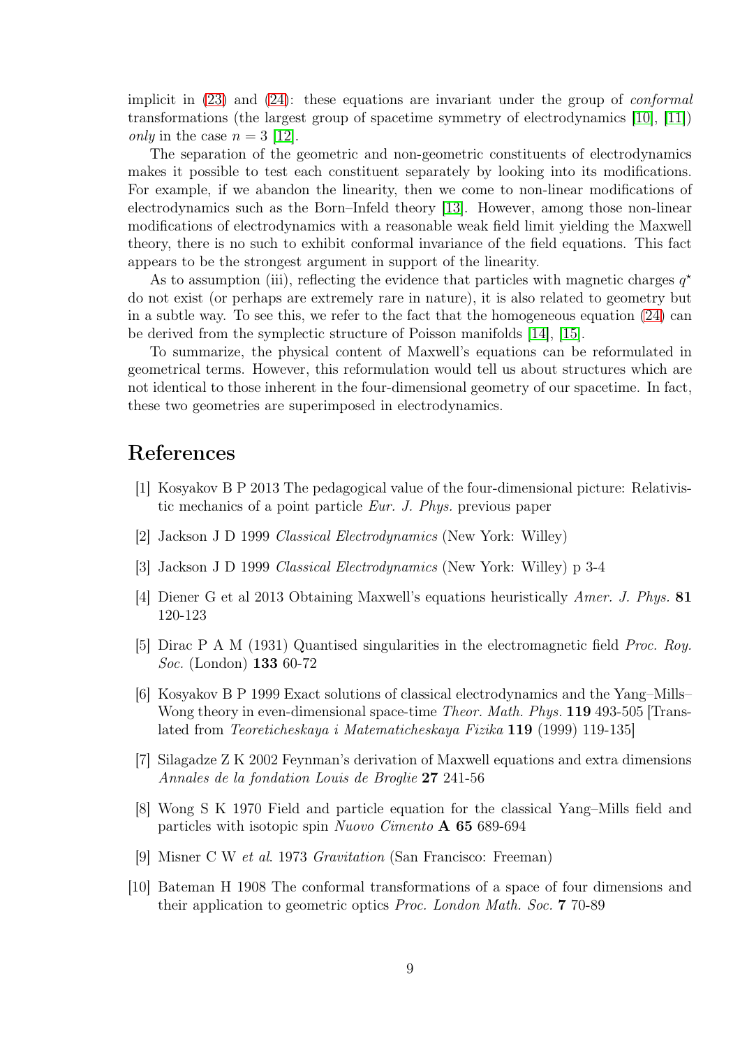implicit in (23) and (24): these equations are invariant under the group of *conformal* transformations (the largest group of spacetime symmetry of electrodynamics [10], [11]) *only* in the case $n = 3$ [12].

The separation of the geometric and non-geometric constituents of electrodynamics makes it possible to test each constituent separately by looking into its modifications. For example, if we abandon the linearity, then we come to non-linear modifications of electrodynamics such as the Born–Infeld theory [13]. However, among those non-linear modifications of electrodynamics with a reasonable weak field limit yielding the Maxwell theory, there is no such to exhibit conformal invariance of the field equations. This fact appears to be the strongest argument in support of the linearity.

As to assumption (iii), reflecting the evidence that particles with magnetic charges $q^\star$ do not exist (or perhaps are extremely rare in nature), it is also related to geometry but in a subtle way. To see this, we refer to the fact that the homogeneous equation (24) can be derived from the symplectic structure of Poisson manifolds [14], [15].

To summarize, the physical content of Maxwell's equations can be reformulated in geometrical terms. However, this reformulation would tell us about structures which are not identical to those inherent in the four-dimensional geometry of our spacetime. In fact, these two geometries are superimposed in electrodynamics.

# References

[1] Kosyakov B P 2013 The pedagogical value of the four-dimensional picture: Relativistic mechanics of a point particle *Eur. J. Phys.* previous paper

[2] Jackson J D 1999 *Classical Electrodynamics* (New York: Willey)

[3] Jackson J D 1999 *Classical Electrodynamics* (New York: Willey) p 3-4

[4] Diener G et al 2013 Obtaining Maxwell's equations heuristically *Amer. J. Phys.* **81** 120-123

[5] Dirac P A M (1931) Quantised singularities in the electromagnetic field *Proc. Roy. Soc.* (London) **133** 60-72

[6] Kosyakov B P 1999 Exact solutions of classical electrodynamics and the Yang–Mills–Wong theory in even-dimensional space-time *Theor. Math. Phys.* **119** 493-505 [Translated from *Teoreticheskaya i Matematicheskaya Fizika* **119** (1999) 119-135]

[7] Silagadze Z K 2002 Feynman's derivation of Maxwell equations and extra dimensions *Annales de la fondation Louis de Broglie* **27** 241-56

[8] Wong S K 1970 Field and particle equation for the classical Yang–Mills field and particles with isotopic spin *Nuovo Cimento* **A 65** 689-694

[9] Misner C W *et al*. 1973 *Gravitation* (San Francisco: Freeman)

[10] Bateman H 1908 The conformal transformations of a space of four dimensions and their application to geometric optics *Proc. London Math. Soc.* **7** 70-89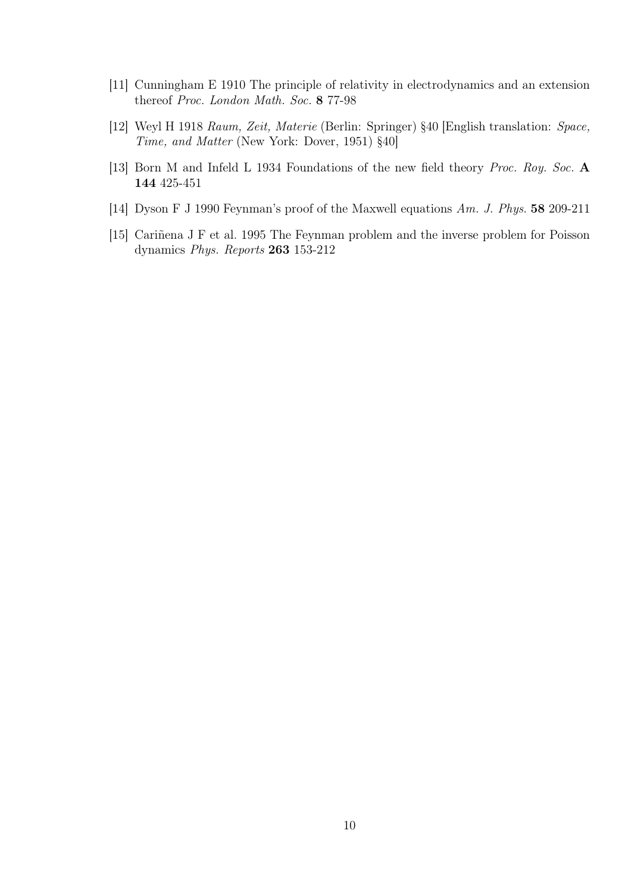[11] Cunningham E 1910 The principle of relativity in electrodynamics and an extension thereof *Proc. London Math. Soc.* **8** 77-98

[12] Weyl H 1918 *Raum, Zeit, Materie* (Berlin: Springer) §40 [English translation: *Space, Time, and Matter* (New York: Dover, 1951) §40]

[13] Born M and Infeld L 1934 Foundations of the new field theory *Proc. Roy. Soc.* **A 144** 425-451

[14] Dyson F J 1990 Feynman's proof of the Maxwell equations *Am. J. Phys.* **58** 209-211

[15] Cariñena J F et al. 1995 The Feynman problem and the inverse problem for Poisson dynamics *Phys. Reports* **263** 153-212